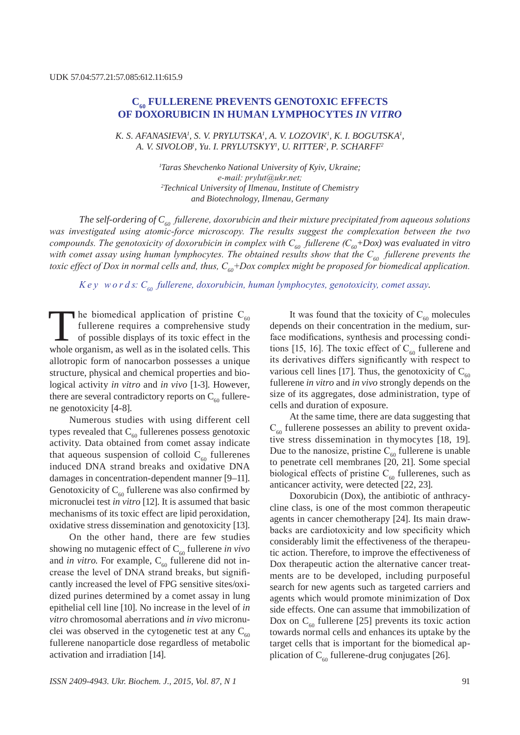UDK 57.04:577.21:57.085:612.11:615.9

# $C_{60}$ FULLERENE PREVENTS GENOTOXIC EFFECTS OF DOXORUBICIN IN HUMAN LYMPHOCYTES *IN VITRO*

*K. S. AFANASIEVA[1], S. V. PRYLUTSKA[1], A. V. LOZOVIK[1], K. I. BOGUTSKA[1], A. V. SIVOLOB[1], Yu. I. PRYLUTSKYY[1], U. RITTER[2], P. SCHARFF[2]*

*[1]Taras Shevchenko National University of Kyiv, Ukraine; e-mail: prylut@ukr.net;*
*[2]Technical University of Ilmenau, Institute of Chemistry and Biotechnology, Ilmenau, Germany*

*The self-ordering of $C_{60}$ fullerene, doxorubicin and their mixture precipitated from aqueous solutions was investigated using atomic-force microscopy. The results suggest the complexation between the two compounds. The genotoxicity of doxorubicin in complex with $C_{60}$ fullerene ($C_{60}$+Dox) was evaluated in vitro with comet assay using human lymphocytes. The obtained results show that the $C_{60}$ fullerene prevents the toxic effect of Dox in normal cells and, thus, $C_{60}$+Dox complex might be proposed for biomedical application.*

*Key words: $C_{60}$ fullerene, doxorubicin, human lymphocytes, genotoxicity, comet assay.*

The biomedical application of pristine $C_{60}$ fullerene requires a comprehensive study of possible displays of its toxic effect in the whole organism, as well as in the isolated cells. This allotropic form of nanocarbon possesses a unique structure, physical and chemical properties and biological activity *in vitro* and *in vivo* [1-3]. However, there are several contradictory reports on $C_{60}$ fullerene genotoxicity [4-8].

Numerous studies with using different cell types revealed that $C_{60}$ fullerenes possess genotoxic activity. Data obtained from comet assay indicate that aqueous suspension of colloid $C_{60}$ fullerenes induced DNA strand breaks and oxidative DNA damages in concentration-dependent manner [9–11]. Genotoxicity of $C_{60}$ fullerene was also confirmed by micronuclei test *in vitro* [12]. It is assumed that basic mechanisms of its toxic effect are lipid peroxidation, oxidative stress dissemination and genotoxicity [13].

On the other hand, there are few studies showing no mutagenic effect of $C_{60}$ fullerene *in vivo* and *in vitro*. For example, $C_{60}$ fullerene did not increase the level of DNA strand breaks, but significantly increased the level of FPG sensitive sites/oxidized purines determined by a comet assay in lung epithelial cell line [10]. No increase in the level of *in vitro* chromosomal aberrations and *in vivo* micronuclei was observed in the cytogenetic test at any $C_{60}$ fullerene nanoparticle dose regardless of metabolic activation and irradiation [14].

It was found that the toxicity of $C_{60}$ molecules depends on their concentration in the medium, surface modifications, synthesis and processing conditions [15, 16]. The toxic effect of $C_{60}$ fullerene and its derivatives differs significantly with respect to various cell lines [17]. Thus, the genotoxicity of $C_{60}$ fullerene *in vitro* and *in vivo* strongly depends on the size of its aggregates, dose administration, type of cells and duration of exposure.

At the same time, there are data suggesting that $C_{60}$ fullerene possesses an ability to prevent oxidative stress dissemination in thymocytes [18, 19]. Due to the nanosize, pristine $C_{60}$ fullerene is unable to penetrate cell membranes [20, 21]. Some special biological effects of pristine $C_{60}$ fullerenes, such as anticancer activity, were detected [22, 23].

Doxorubicin (Dox), the antibiotic of anthracycline class, is one of the most common therapeutic agents in cancer chemotherapy [24]. Its main drawbacks are cardiotoxicity and low specificity which considerably limit the effectiveness of the therapeutic action. Therefore, to improve the effectiveness of Dox therapeutic action the alternative cancer treatments are to be developed, including purposeful search for new agents such as targeted carriers and agents which would promote minimization of Dox side effects. One can assume that immobilization of Dox on $C_{60}$ fullerene [25] prevents its toxic action towards normal cells and enhances its uptake by the target cells that is important for the biomedical application of $C_{60}$ fullerene-drug conjugates [26].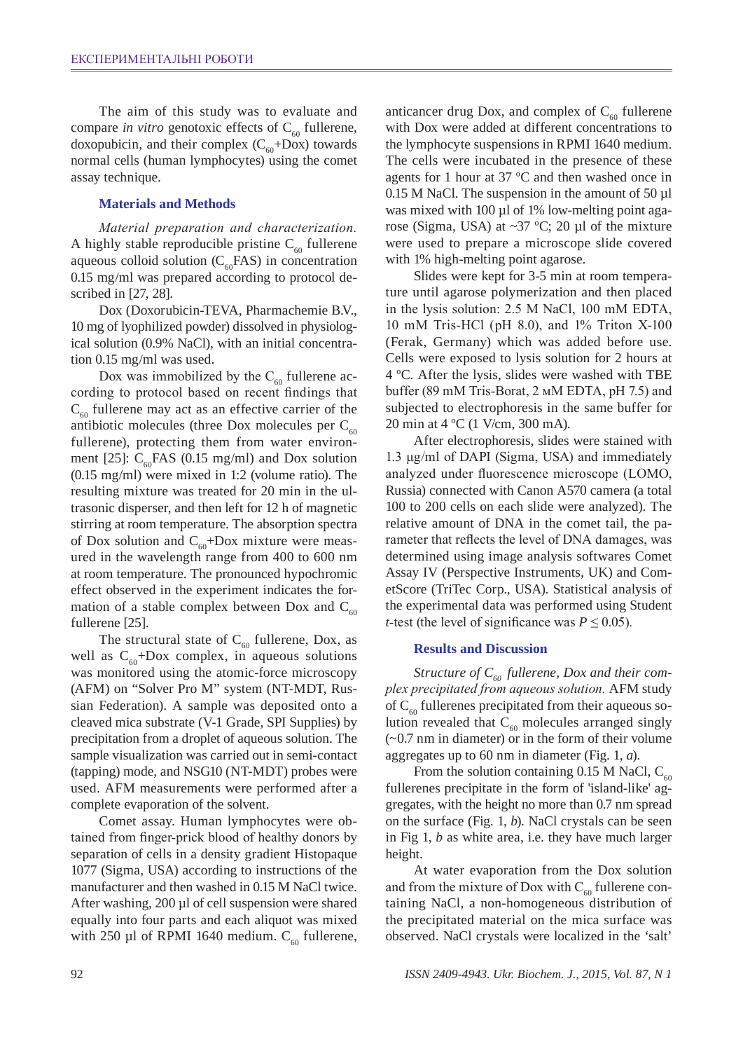The aim of this study was to evaluate and compare *in vitro* genotoxic effects of $C_{60}$ fullerene, doxopubicin, and their complex ($C_{60}$+Dox) towards normal cells (human lymphocytes) using the comet assay technique.

## Materials and Methods

*Material preparation and characterization.* A highly stable reproducible pristine $C_{60}$ fullerene aqueous colloid solution ($C_{60}$FAS) in concentration 0.15 mg/ml was prepared according to protocol described in [27, 28].

Dox (Doxorubicin-TEVA, Pharmachemie B.V., 10 mg of lyophilized powder) dissolved in physiological solution (0.9% NaCl), with an initial concentration 0.15 mg/ml was used.

Dox was immobilized by the $C_{60}$ fullerene according to protocol based on recent findings that $C_{60}$ fullerene may act as an effective carrier of the antibiotic molecules (three Dox molecules per $C_{60}$ fullerene), protecting them from water environment [25]: $C_{60}$FAS (0.15 mg/ml) and Dox solution (0.15 mg/ml) were mixed in 1:2 (volume ratio). The resulting mixture was treated for 20 min in the ultrasonic disperser, and then left for 12 h of magnetic stirring at room temperature. The absorption spectra of Dox solution and $C_{60}$+Dox mixture were measured in the wavelength range from 400 to 600 nm at room temperature. The pronounced hypochromic effect observed in the experiment indicates the formation of a stable complex between Dox and $C_{60}$ fullerene [25].

The structural state of $C_{60}$ fullerene, Dox, as well as $C_{60}$+Dox complex, in aqueous solutions was monitored using the atomic-force microscopy (AFM) on "Solver Pro M" system (NT-MDT, Russian Federation). A sample was deposited onto a cleaved mica substrate (V-1 Grade, SPI Supplies) by precipitation from a droplet of aqueous solution. The sample visualization was carried out in semi-contact (tapping) mode, and NSG10 (NT-MDT) probes were used. AFM measurements were performed after a complete evaporation of the solvent.

Comet assay. Human lymphocytes were obtained from finger-prick blood of healthy donors by separation of cells in a density gradient Histopaque 1077 (Sigma, USA) according to instructions of the manufacturer and then washed in 0.15 M NaCl twice. After washing, 200 µl of cell suspension were shared equally into four parts and each aliquot was mixed with 250 µl of RPMI 1640 medium. $C_{60}$ fullerene, anticancer drug Dox, and complex of $C_{60}$ fullerene with Dox were added at different concentrations to the lymphocyte suspensions in RPMI 1640 medium. The cells were incubated in the presence of these agents for 1 hour at 37 ºC and then washed once in 0.15 M NaCl. The suspension in the amount of 50 µl was mixed with 100 µl of 1% low-melting point agarose (Sigma, USA) at ~37 ºC; 20 µl of the mixture were used to prepare a microscope slide covered with 1% high-melting point agarose.

Slides were kept for 3-5 min at room temperature until agarose polymerization and then placed in the lysis solution: 2.5 M NaCl, 100 mM EDTA, 10 mM Tris-HCl (pH 8.0), and 1% Triton X-100 (Ferak, Germany) which was added before use. Cells were exposed to lysis solution for 2 hours at 4 ºC. After the lysis, slides were washed with TBE buffer (89 mM Tris-Borat, 2 мM EDTA, pH 7.5) and subjected to electrophoresis in the same buffer for 20 min at 4 ºC (1 V/cm, 300 mA).

After electrophoresis, slides were stained with 1.3 µg/ml of DAPI (Sigma, USA) and immediately analyzed under fluorescence microscope (LOMO, Russia) connected with Canon A570 camera (a total 100 to 200 cells on each slide were analyzed). The relative amount of DNA in the comet tail, the parameter that reflects the level of DNA damages, was determined using image analysis softwares Comet Assay IV (Perspective Instruments, UK) and CometScore (TriTec Corp., USA). Statistical analysis of the experimental data was performed using Student *t*-test (the level of significance was $P \leq 0.05$).

## Results and Discussion

*Structure of $C_{60}$ fullerene, Dox and their complex precipitated from aqueous solution.* AFM study of $C_{60}$ fullerenes precipitated from their aqueous solution revealed that $C_{60}$ molecules arranged singly (~0.7 nm in diameter) or in the form of their volume aggregates up to 60 nm in diameter (Fig. 1, *a*).

From the solution containing 0.15 M NaCl, $C_{60}$ fullerenes precipitate in the form of 'island-like' aggregates, with the height no more than 0.7 nm spread on the surface (Fig. 1, *b*). NaCl crystals can be seen in Fig 1, *b* as white area, i.e. they have much larger height.

At water evaporation from the Dox solution and from the mixture of Dox with $C_{60}$ fullerene containing NaCl, a non-homogeneous distribution of the precipitated material on the mica surface was observed. NaCl crystals were localized in the 'salt'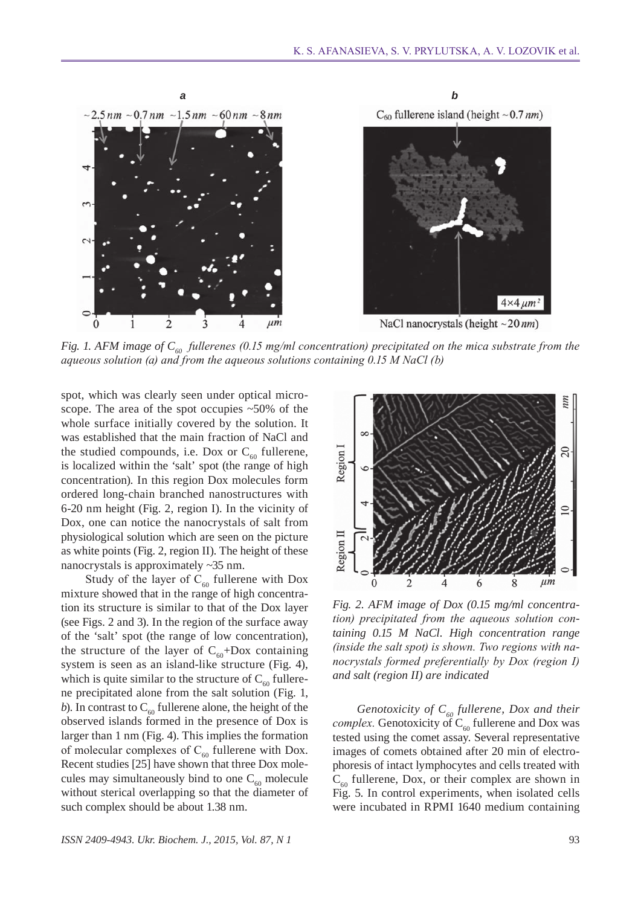*Fig. 1. AFM image of $C_{60}$ fullerenes (0.15 mg/ml concentration) precipitated on the mica substrate from the aqueous solution (a) and from the aqueous solutions containing 0.15 M NaCl (b)*

spot, which was clearly seen under optical microscope. The area of the spot occupies ~50% of the whole surface initially covered by the solution. It was established that the main fraction of NaCl and the studied compounds, i.e. Dox or $C_{60}$ fullerene, is localized within the 'salt' spot (the range of high concentration). In this region Dox molecules form ordered long-chain branched nanostructures with 6-20 nm height (Fig. 2, region I). In the vicinity of Dox, one can notice the nanocrystals of salt from physiological solution which are seen on the picture as white points (Fig. 2, region II). The height of these nanocrystals is approximately ~35 nm.

Study of the layer of $C_{60}$ fullerene with Dox mixture showed that in the range of high concentration its structure is similar to that of the Dox layer (see Figs. 2 and 3). In the region of the surface away of the 'salt' spot (the range of low concentration), the structure of the layer of $C_{60}$+Dox containing system is seen as an island-like structure (Fig. 4), which is quite similar to the structure of $C_{60}$ fullerene precipitated alone from the salt solution (Fig. 1, *b*). In contrast to $C_{60}$ fullerene alone, the height of the observed islands formed in the presence of Dox is larger than 1 nm (Fig. 4). This implies the formation of molecular complexes of $C_{60}$ fullerene with Dox. Recent studies [25] have shown that three Dox molecules may simultaneously bind to one $C_{60}$ molecule without sterical overlapping so that the diameter of such complex should be about 1.38 nm.

*Fig. 2. AFM image of Dox (0.15 mg/ml concentration) precipitated from the aqueous solution containing 0.15 M NaCl. High concentration range (inside the salt spot) is shown. Two regions with nanocrystals formed preferentially by Dox (region I) and salt (region II) are indicated*

*Genotoxicity of $C_{60}$ fullerene, Dox and their complex.* Genotoxicity of $C_{60}$ fullerene and Dox was tested using the comet assay. Several representative images of comets obtained after 20 min of electrophoresis of intact lymphocytes and cells treated with $C_{60}$ fullerene, Dox, or their complex are shown in Fig. 5. In control experiments, when isolated cells were incubated in RPMI 1640 medium containing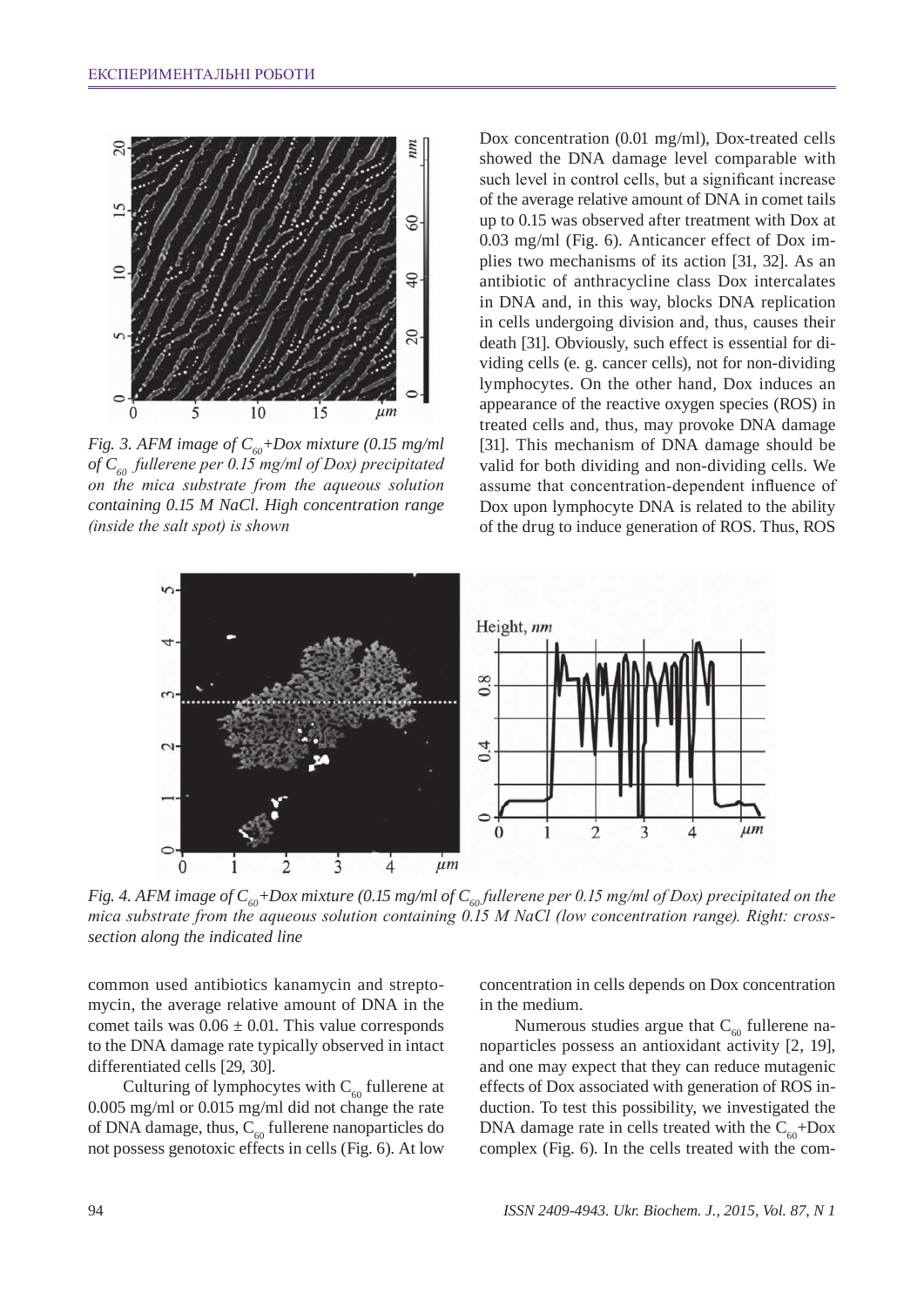*Fig. 3. AFM image of $C_{60}$+Dox mixture (0.15 mg/ml of $C_{60}$ fullerene per 0.15 mg/ml of Dox) precipitated on the mica substrate from the aqueous solution containing 0.15 M NaCl. High concentration range (inside the salt spot) is shown*

Dox concentration (0.01 mg/ml), Dox-treated cells showed the DNA damage level comparable with such level in control cells, but a significant increase of the average relative amount of DNA in comet tails up to 0.15 was observed after treatment with Dox at 0.03 mg/ml (Fig. 6). Anticancer effect of Dox implies two mechanisms of its action [31, 32]. As an antibiotic of anthracycline class Dox intercalates in DNA and, in this way, blocks DNA replication in cells undergoing division and, thus, causes their death [31]. Obviously, such effect is essential for dividing cells (e. g. cancer cells), not for non-dividing lymphocytes. On the other hand, Dox induces an appearance of the reactive oxygen species (ROS) in treated cells and, thus, may provoke DNA damage [31]. This mechanism of DNA damage should be valid for both dividing and non-dividing cells. We assume that concentration-dependent influence of Dox upon lymphocyte DNA is related to the ability of the drug to induce generation of ROS. Thus, ROS

*Fig. 4. AFM image of $C_{60}$+Dox mixture (0.15 mg/ml of $C_{60}$ fullerene per 0.15 mg/ml of Dox) precipitated on the mica substrate from the aqueous solution containing 0.15 M NaCl (low concentration range). Right: cross-section along the indicated line*

common used antibiotics kanamycin and streptomycin, the average relative amount of DNA in the comet tails was 0.06 ± 0.01. This value corresponds to the DNA damage rate typically observed in intact differentiated cells [29, 30].

Culturing of lymphocytes with $C_{60}$ fullerene at 0.005 mg/ml or 0.015 mg/ml did not change the rate of DNA damage, thus, $C_{60}$ fullerene nanoparticles do not possess genotoxic effects in cells (Fig. 6). At low concentration in cells depends on Dox concentration in the medium.

Numerous studies argue that $C_{60}$ fullerene nanoparticles possess an antioxidant activity [2, 19], and one may expect that they can reduce mutagenic effects of Dox associated with generation of ROS induction. To test this possibility, we investigated the DNA damage rate in cells treated with the $C_{60}$+Dox complex (Fig. 6). In the cells treated with the com-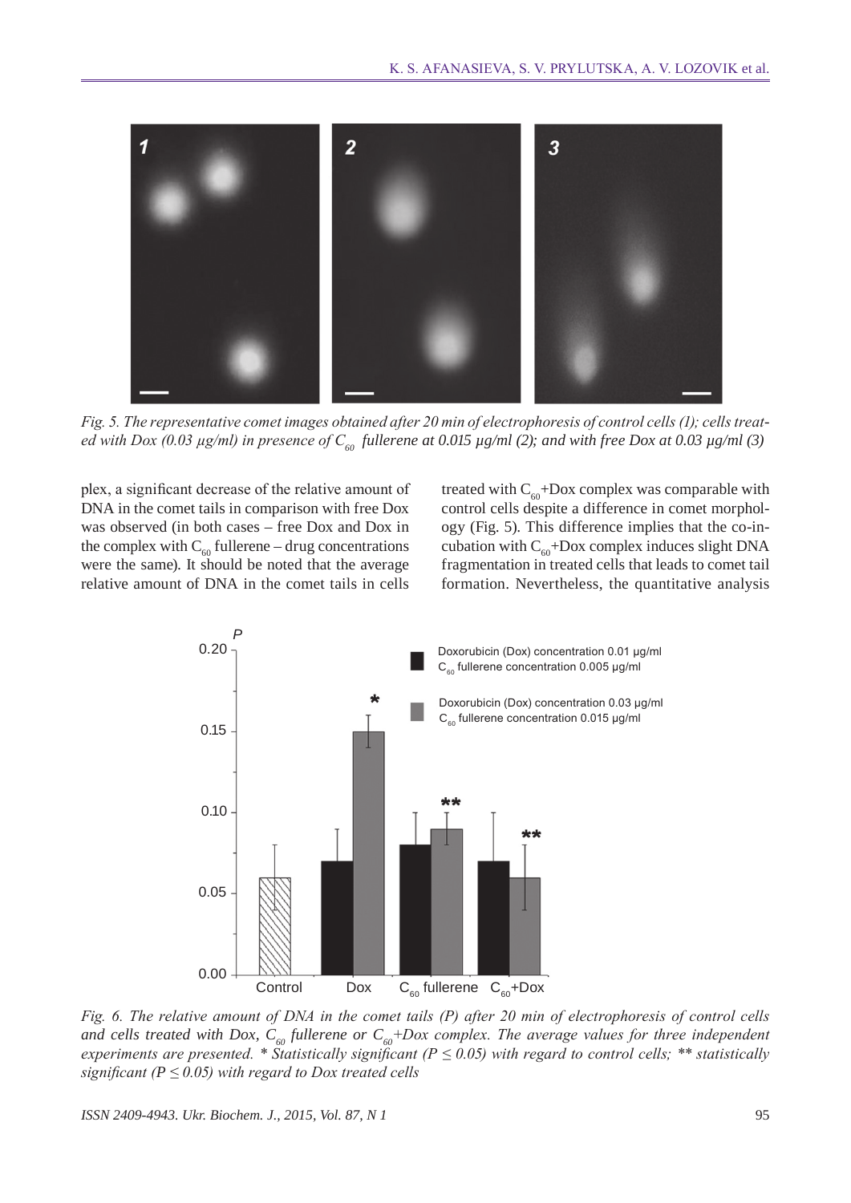Fig. 5. The representative comet images obtained after 20 min of electrophoresis of control cells (1); cells treated with Dox (0.03 μg/ml) in presence of $C_{60}$ fullerene at 0.015 μg/ml (2); and with free Dox at 0.03 μg/ml (3)

plex, a significant decrease of the relative amount of DNA in the comet tails in comparison with free Dox was observed (in both cases – free Dox and Dox in the complex with $C_{60}$ fullerene – drug concentrations were the same). It should be noted that the average relative amount of DNA in the comet tails in cells treated with $C_{60}$+Dox complex was comparable with control cells despite a difference in comet morphology (Fig. 5). This difference implies that the co-incubation with $C_{60}$+Dox complex induces slight DNA fragmentation in treated cells that leads to comet tail formation. Nevertheless, the quantitative analysis

*Fig. 6. The relative amount of DNA in the comet tails (P) after 20 min of electrophoresis of control cells and cells treated with Dox, $C_{60}$ fullerene or $C_{60}$+Dox complex. The average values for three independent experiments are presented. * Statistically significant ($P \le 0.05$) with regard to control cells; ** statistically significant ($P \le 0.05$) with regard to Dox treated cells*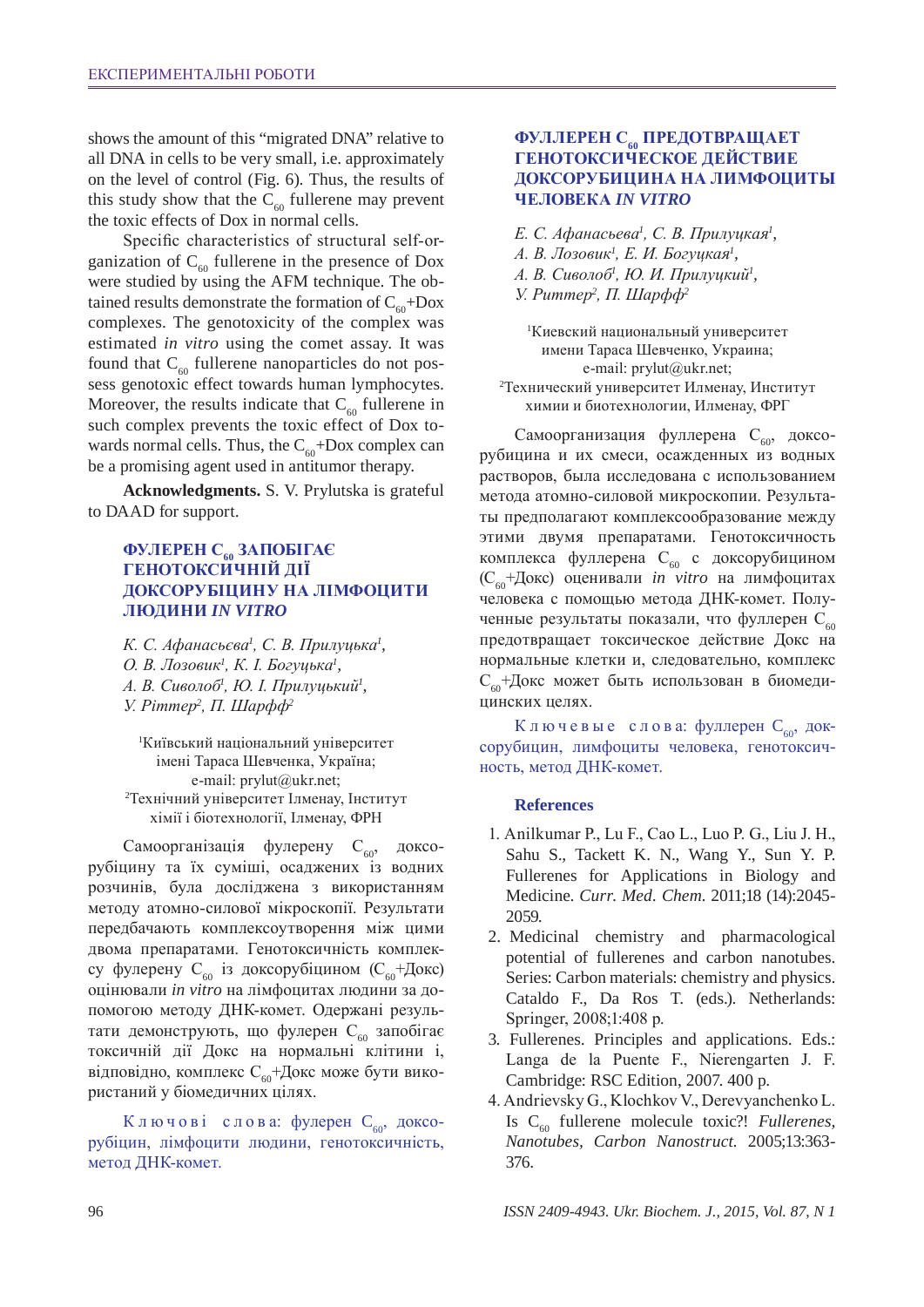shows the amount of this "migrated DNA" relative to all DNA in cells to be very small, i.e. approximately on the level of control (Fig. 6). Thus, the results of this study show that the $C_{60}$ fullerene may prevent the toxic effects of Dox in normal cells.

Specific characteristics of structural self-organization of $C_{60}$ fullerene in the presence of Dox were studied by using the AFM technique. The obtained results demonstrate the formation of $C_{60}$+Dox complexes. The genotoxicity of the complex was estimated *in vitro* using the comet assay. It was found that $C_{60}$ fullerene nanoparticles do not possess genotoxic effect towards human lymphocytes. Moreover, the results indicate that $C_{60}$ fullerene in such complex prevents the toxic effect of Dox towards normal cells. Thus, the $C_{60}$+Dox complex can be a promising agent used in antitumor therapy.

**Acknowledgments.** S. V. Prylutska is grateful to DAAD for support.

## ФУЛЕРЕН $C_{60}$ ЗАПОБІГАЄ ГЕНОТОКСИЧНІЙ ДІЇ ДОКСОРУБІЦИНУ НА ЛІМФОЦИТИ ЛЮДИНИ *IN VITRO*

*К. С. Афанасьєва*[1], *С. В. Прилуцька*[1], *О. В. Лозовик*[1], *К. І. Богуцька*[1], *А. В. Сиволоб*[1], *Ю. І. Прилуцький*[1], *У. Ріттер*[2], *П. Шарфф*[2]

[1]Київський національний університет імені Тараса Шевченка, Україна; e-mail: prylut@ukr.net;
[2]Технічний університет Ілменау, Інститут хімії і біотехнологіі, Ілменау, ФРН

Самоорганізація фулерену $C_{60}$, доксорубіцину та їх суміші, осаджених із водних розчинів, була досліджена з використанням методу атомно-силової мікроскопії. Результати передбачають комплексоутворення між цими двома препаратами. Генотоксичність комплексу фулерену $C_{60}$ із доксорубіцином ($C_{60}$+Докс) оцінювали *in vitro* на лімфоцитах людини за допомогою методу ДНК-комет. Одержані результати демонструють, що фулерен $C_{60}$ запобігає токсичній дії Докс на нормальні клітини і, відповідно, комплекс $C_{60}$+Докс може бути використаний у біомедичних цілях.

Ключові слова: фулерен $C_{60}$, доксорубіцин, лімфоцити людини, генотоксичність, метод ДНК-комет.

## ФУЛЛЕРЕН $C_{60}$ ПРЕДОТВРАЩАЕТ ГЕНОТОКСИЧЕСКОЕ ДЕЙСТВИЕ ДОКСОРУБИЦИНА НА ЛИМФОЦИТЫ ЧЕЛОВЕКА *IN VITRO*

*Е. С. Афанасьева*[1], *С. В. Прилуцкая*[1], *А. В. Лозовик*[1], *Е. И. Богуцкая*[1], *А. В. Сиволоб*[1], *Ю. И. Прилуцкий*[1], *У. Риттер*[2], *П. Шарфф*[2]

[1]Киевский национальный университет имени Тараса Шевченко, Украина; e-mail: prylut@ukr.net;
[2]Технический университет Илменау, Институт химии и биотехнологии, Илменау, ФРГ

Самоорганизация фуллерена $C_{60}$, доксорубицина и их смеси, осажденных из водных растворов, была исследована с использованием метода атомно-силовой микроскопии. Результаты предполагают комплексообразование между этими двумя препаратами. Генотоксичность комплекса фуллерена $C_{60}$ с доксорубицином ($C_{60}$+Докс) оценивали *in vitro* на лимфоцитах человека с помощью метода ДНК-комет. Полученные результаты показали, что фуллерен $C_{60}$ предотвращает токсическое действие Докс на нормальные клетки и, следовательно, комплекс $C_{60}$+Докс может быть использован в биомедицинских целях.

Ключевые слова: фуллерен $C_{60}$, доксорубицин, лимфоциты человека, генотоксичность, метод ДНК-комет.

## References

1. Anilkumar P., Lu F., Cao L., Luo P. G., Liu J. H., Sahu S., Tackett K. N., Wang Y., Sun Y. P. Fullerenes for Applications in Biology and Medicine. *Curr. Med. Chem.* 2011;18 (14):2045-2059.
2. Medicinal chemistry and pharmacological potential of fullerenes and carbon nanotubes. Series: Carbon materials: chemistry and physics. Cataldo F., Da Ros T. (eds.). Netherlands: Springer, 2008;1:408 p.
3. Fullerenes. Principles and applications. Eds.: Langa de la Puente F., Nierengarten J. F. Cambridge: RSC Edition, 2007. 400 p.
4. Andrievsky G., Klochkov V., Derevyanchenko L. Is $C_{60}$ fullerene molecule toxic?! *Fullerenes, Nanotubes, Carbon Nanostruct.* 2005;13:363-376.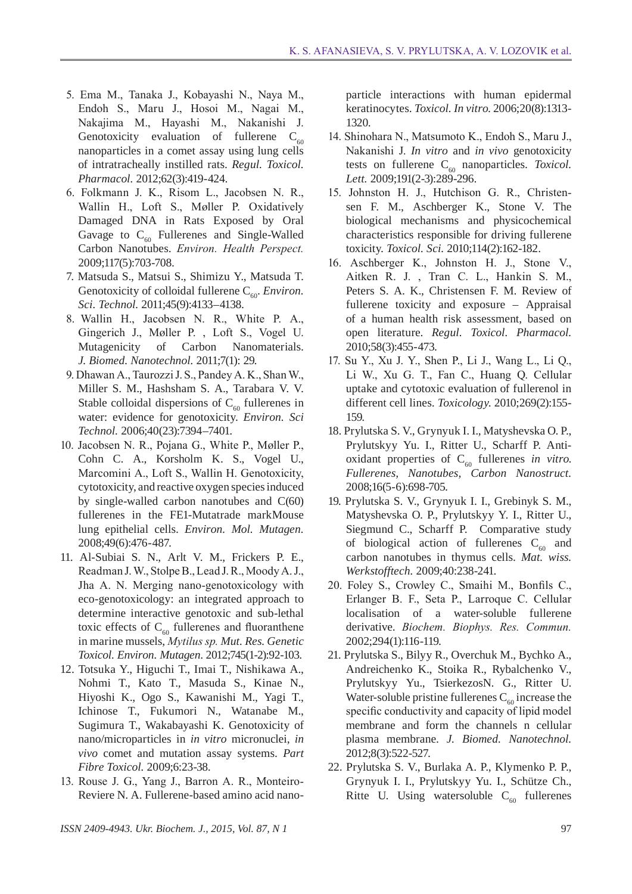5. Ema M., Tanaka J., Kobayashi N., Naya M., Endoh S., Maru J., Hosoi M., Nagai M., Nakajima M., Hayashi M., Nakanishi J. Genotoxicity evaluation of fullerene $C_{60}$ nanoparticles in a comet assay using lung cells of intratracheally instilled rats. *Regul. Toxicol. Pharmacol.* 2012;62(3):419-424.
6. Folkmann J. K., Risom L., Jacobsen N. R., Wallin H., Loft S., Møller P. Oxidatively Damaged DNA in Rats Exposed by Oral Gavage to $C_{60}$ Fullerenes and Single-Walled Carbon Nanotubes. *Environ. Health Perspect.* 2009;117(5):703-708.
7. Matsuda S., Matsui S., Shimizu Y., Matsuda T. Genotoxicity of colloidal fullerene $C_{60}$. *Environ. Sci. Technol.* 2011;45(9):4133–4138.
8. Wallin H., Jacobsen N. R., White P. A., Gingerich J., Møller P. , Loft S., Vogel U. Mutagenicity of Carbon Nanomaterials. *J. Biomed. Nanotechnol.* 2011;7(1): 29.
9. Dhawan A., Taurozzi J. S., Pandey A. K., Shan W., Miller S. M., Hashsham S. A., Tarabara V. V. Stable colloidal dispersions of $C_{60}$ fullerenes in water: evidence for genotoxicity. *Environ. Sci Technol.* 2006;40(23):7394–7401.
10. Jacobsen N. R., Pojana G., White P., Møller P., Cohn C. A., Korsholm K. S., Vogel U., Marcomini A., Loft S., Wallin H. Genotoxicity, cytotoxicity, and reactive oxygen species induced by single-walled carbon nanotubes and C(60) fullerenes in the FE1-Mutatrade markMouse lung epithelial cells. *Environ. Mol. Mutagen.* 2008;49(6):476-487.
11. Al-Subiai S. N., Arlt V. M., Frickers P. E., Readman J. W., Stolpe B., Lead J. R., Moody A. J., Jha A. N. Merging nano-genotoxicology with eco-genotoxicology: an integrated approach to determine interactive genotoxic and sub-lethal toxic effects of $C_{60}$ fullerenes and fluoranthene in marine mussels, *Mytilus sp. Mut. Res. Genetic Toxicol. Environ. Mutagen.* 2012;745(1-2):92-103.
12. Totsuka Y., Higuchi T., Imai T., Nishikawa A., Nohmi T., Kato T., Masuda S., Kinae N., Hiyoshi K., Ogo S., Kawanishi M., Yagi T., Ichinose T., Fukumori N., Watanabe M., Sugimura T., Wakabayashi K. Genotoxicity of nano/microparticles in *in vitro* micronuclei, *in vivo* comet and mutation assay systems. *Part Fibre Toxicol.* 2009;6:23-38.
13. Rouse J. G., Yang J., Barron A. R., Monteiro-Reviere N. A. Fullerene-based amino acid nanoparticle interactions with human epidermal keratinocytes. *Toxicol. In vitro.* 2006;20(8):1313-1320.
14. Shinohara N., Matsumoto K., Endoh S., Maru J., Nakanishi J. *In vitro* and *in vivo* genotoxicity tests on fullerene $C_{60}$ nanoparticles. *Toxicol. Lett.* 2009;191(2-3):289-296.
15. Johnston H. J., Hutchison G. R., Christensen F. M., Aschberger K., Stone V. The biological mechanisms and physicochemical characteristics responsible for driving fullerene toxicity. *Toxicol. Sci.* 2010;114(2):162-182.
16. Aschberger K., Johnston H. J., Stone V., Aitken R. J. , Tran C. L., Hankin S. M., Peters S. A. K., Christensen F. M. Review of fullerene toxicity and exposure – Appraisal of a human health risk assessment, based on open literature. *Regul. Toxicol. Pharmacol.* 2010;58(3):455-473.
17. Su Y., Xu J. Y., Shen P., Li J., Wang L., Li Q., Li W., Xu G. T., Fan C., Huang Q. Cellular uptake and cytotoxic evaluation of fullerenol in different cell lines. *Toxicology.* 2010;269(2):155-159.
18. Prylutska S. V., Grynyuk I. I., Matyshevska O. P., Prylutskyy Yu. I., Ritter U., Scharff P. Anti-oxidant properties of $C_{60}$ fullerenes *in vitro. Fullerenes, Nanotubes, Carbon Nanostruct.* 2008;16(5-6):698-705.
19. Prylutska S. V., Grynyuk I. I., Grebinyk S. M., Matyshevska O. P., Prylutskyy Y. I., Ritter U., Siegmund C., Scharff P. Comparative study of biological action of fullerenes $C_{60}$ and carbon nanotubes in thymus cells. *Mat. wiss. Werkstofftech.* 2009;40:238-241.
20. Foley S., Crowley C., Smaihi M., Bonfils C., Erlanger B. F., Seta P., Larroque C. Cellular localisation of a water-soluble fullerene derivative. *Biochem. Biophys. Res. Commun.* 2002;294(1):116-119.
21. Prylutska S., Bilyy R., Overchuk M., Bychko A., Andreichenko K., Stoika R., Rybalchenko V., Prylutskyy Yu., TsierkezosN. G., Ritter U. Water-soluble pristine fullerenes $C_{60}$ increase the specific conductivity and capacity of lipid model membrane and form the channels n cellular plasma membrane. *J. Biomed. Nanotechnol.* 2012;8(3):522-527.
22. Prylutska S. V., Burlaka A. P., Klymenko P. P., Grynyuk I. I., Prylutskyy Yu. I., Schütze Ch., Ritte U. Using watersoluble $C_{60}$ fullerenes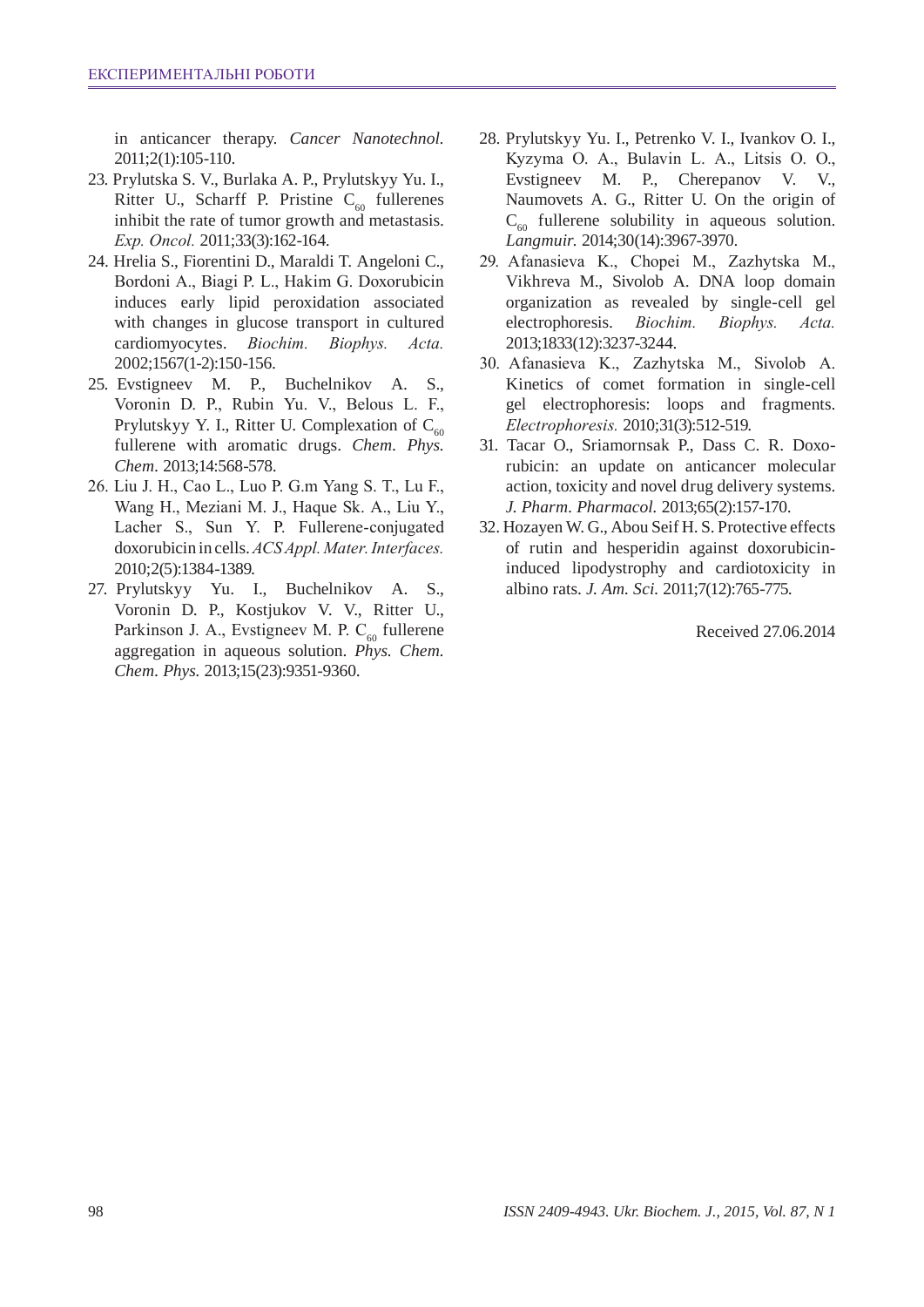in anticancer therapy. *Cancer Nanotechnol.* 2011;2(1):105-110.

23. Prylutska S. V., Burlaka A. P., Prylutskyy Yu. I., Ritter U., Scharff P. Pristine $C_{60}$ fullerenes inhibit the rate of tumor growth and metastasis. *Exp. Oncol.* 2011;33(3):162-164.
24. Hrelia S., Fiorentini D., Maraldi T. Angeloni C., Bordoni A., Biagi P. L., Hakim G. Doxorubicin induces early lipid peroxidation associated with changes in glucose transport in cultured cardiomyocytes. *Biochim. Biophys. Acta.* 2002;1567(1-2):150-156.
25. Evstigneev M. P., Buchelnikov A. S., Voronin D. P., Rubin Yu. V., Belous L. F., Prylutskyy Y. I., Ritter U. Complexation of $C_{60}$ fullerene with aromatic drugs. *Chem. Phys. Chem.* 2013;14:568-578.
26. Liu J. H., Cao L., Luo P. G.m Yang S. T., Lu F., Wang H., Meziani M. J., Haque Sk. A., Liu Y., Lacher S., Sun Y. P. Fullerene-conjugated doxorubicin in cells. *ACS Appl. Mater. Interfaces.* 2010;2(5):1384-1389.
27. Prylutskyy Yu. I., Buchelnikov A. S., Voronin D. P., Kostjukov V. V., Ritter U., Parkinson J. A., Evstigneev M. P. $C_{60}$ fullerene aggregation in aqueous solution. *Phys. Chem. Chem. Phys.* 2013;15(23):9351-9360.
28. Prylutskyy Yu. I., Petrenko V. I., Ivankov O. I., Kyzyma O. A., Bulavin L. A., Litsis O. O., Evstigneev M. P., Cherepanov V. V., Naumovets A. G., Ritter U. On the origin of $C_{60}$ fullerene solubility in aqueous solution. *Langmuir.* 2014;30(14):3967-3970.
29. Afanasieva K., Chopei M., Zazhytska M., Vikhreva M., Sivolob A. DNA loop domain organization as revealed by single-cell gel electrophoresis. *Biochim. Biophys. Acta.* 2013;1833(12):3237-3244.
30. Afanasieva K., Zazhytska M., Sivolob A. Kinetics of comet formation in single-cell gel electrophoresis: loops and fragments. *Electrophoresis.* 2010;31(3):512-519.
31. Tacar O., Sriamornsak P., Dass C. R. Doxorubicin: an update on anticancer molecular action, toxicity and novel drug delivery systems. *J. Pharm. Pharmacol.* 2013;65(2):157-170.
32. Hozayen W. G., Abou Seif H. S. Protective effects of rutin and hesperidin against doxorubicin-induced lipodystrophy and cardiotoxicity in albino rats. *J. Am. Sci.* 2011;7(12):765-775.

Received 27.06.2014